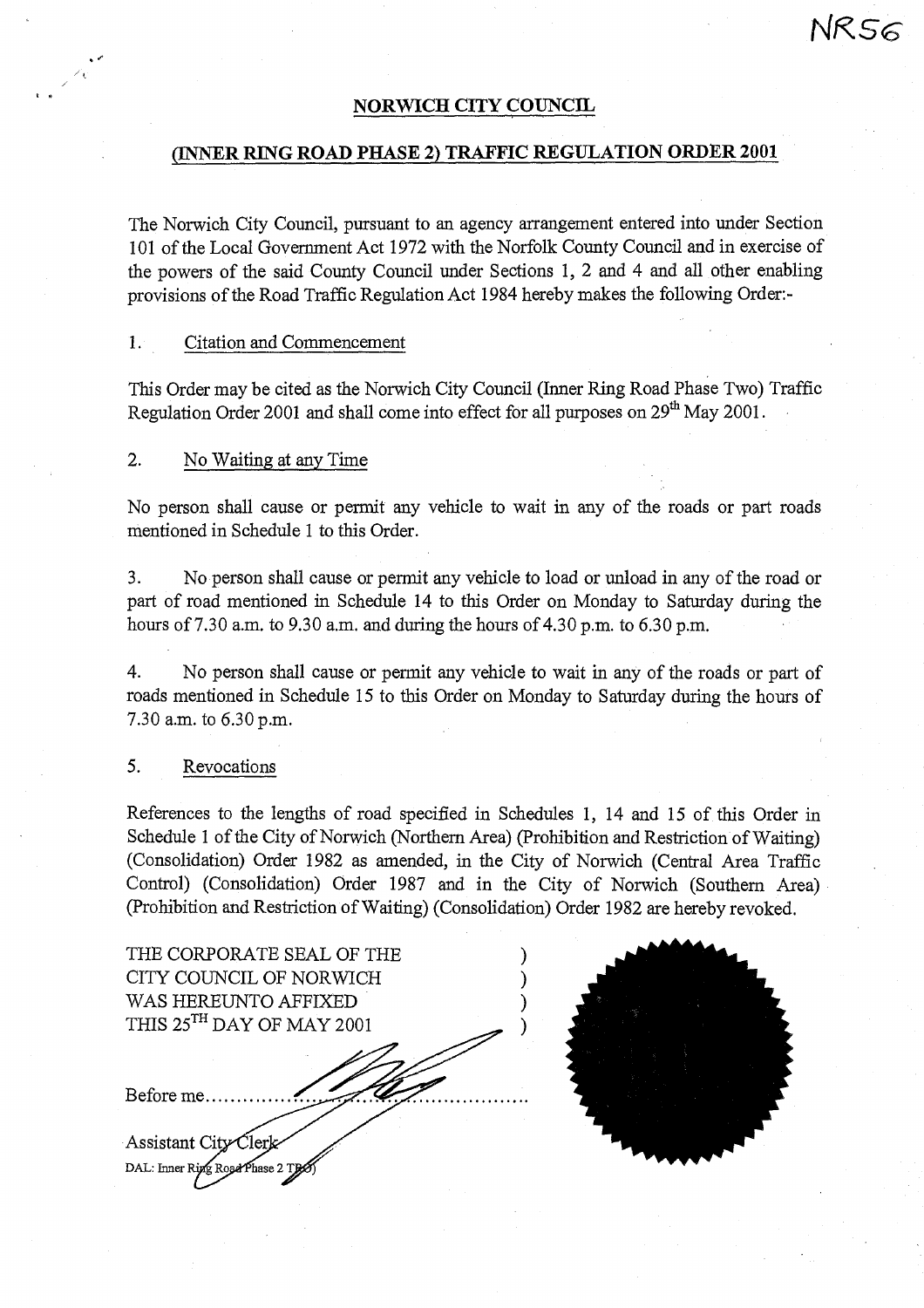NR56

## NORWICH CITY COUNCIL

## (INNER RING ROAD PHASE 2) TRAFFIC REGULATION ORDER 2001

The Norwich City Council, pursuant to an agency arrangement entered into under Section 101 of the Local Government Act 1972 with the Norfolk County Council and in exercise of the powers of the said County Council under Sections 1, 2 and 4 and all other enabling provisions of the Road Traffic Regulation Act 1984 hereby makes the following Order:-

1. Citation and Commencement

This Order may be cited as the Norwich City Council (Inner Ring Road Phase Two) Traffic Regulation Order 2001 and shall come into effect for all purposes on 29th May 2001.

2. No Waiting at any Time

No person shall cause or permit any vehicle to wait in any of the roads or part roads mentioned in Schedule 1 to this Order.

3. No person shall cause or permit any vehicle to load or unload in any of the road or part of road mentioned in Schedule 14 to this Order on Monday to Saturday during the hours of 7.30 a.m. to 9.30 a.m. and during the hours of 4.30 p.m. to 6.30 p.m.

4. No person shall cause or permit any vehicle to wait in any of the roads or part of roads mentioned in Schedule 15 to this Order on Monday to Saturday during the hours of 7.30 a.m. to 6.30 p.m.

5. Revocations

References to the lengths of road specified in Schedules 1, 14 and 15 of this Order in Schedule 1 of the City of Norwich (Northern Area) (Prohibition and Restriction of Waiting) (Consolidation) Order 1982 as amended, in the City of Norwich (Central Area Traffic Control) (Consolidation) Order 1987 and in the City of Norwich (Southern Area) (Prohibition and Restriction of Waiting) (Consolidation) Order 1982 are hereby revoked.

THE CORPORATE SEAL OF THE )
CITY COUNCIL OF NORWICH )
WAS HEREUNTO AFFIXED )
THIS 25TH DAY OF MAY 2001 )

Before me....................................................

Assistant City Clerk

DAL: Inner Ring Road Phase 2 TRO)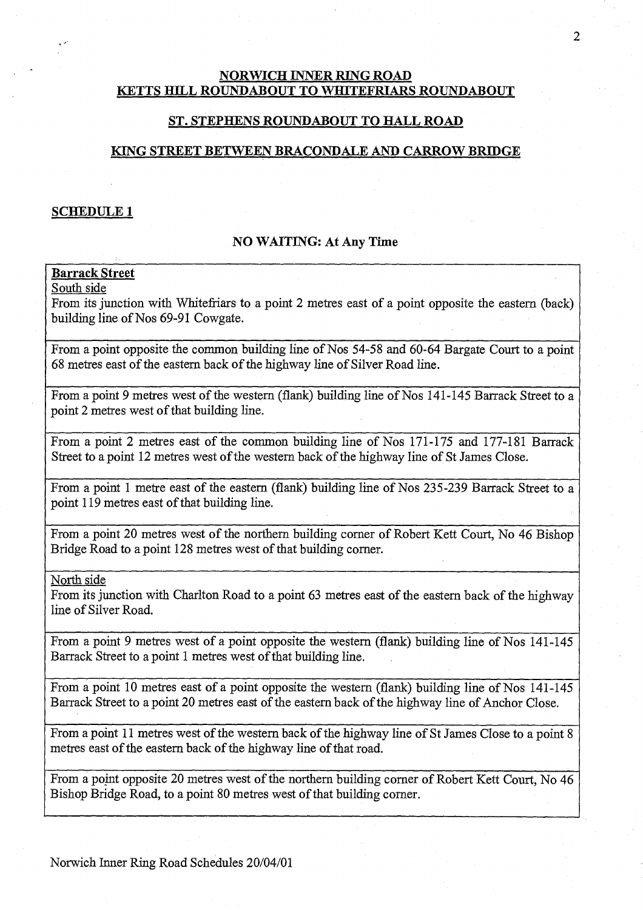# NORWICH INNER RING ROAD
# KETTS HILL ROUNDABOUT TO WHITEFRIARS ROUNDABOUT

## ST. STEPHENS ROUNDABOUT TO HALL ROAD

## KING STREET BETWEEN BRACONDALE AND CARROW BRIDGE

### SCHEDULE 1

**NO WAITING: At Any Time**

**Barrack Street**

South side

From its junction with Whitefriars to a point 2 metres east of a point opposite the eastern (back) building line of Nos 69-91 Cowgate.

From a point opposite the common building line of Nos 54-58 and 60-64 Bargate Court to a point 68 metres east of the eastern back of the highway line of Silver Road line.

From a point 9 metres west of the western (flank) building line of Nos 141-145 Barrack Street to a point 2 metres west of that building line.

From a point 2 metres east of the common building line of Nos 171-175 and 177-181 Barrack Street to a point 12 metres west of the western back of the highway line of St James Close.

From a point 1 metre east of the eastern (flank) building line of Nos 235-239 Barrack Street to a point 119 metres east of that building line.

From a point 20 metres west of the northern building corner of Robert Kett Court, No 46 Bishop Bridge Road to a point 128 metres west of that building corner.

North side

From its junction with Charlton Road to a point 63 metres east of the eastern back of the highway line of Silver Road.

From a point 9 metres west of a point opposite the western (flank) building line of Nos 141-145 Barrack Street to a point 1 metres west of that building line.

From a point 10 metres east of a point opposite the western (flank) building line of Nos 141-145 Barrack Street to a point 20 metres east of the eastern back of the highway line of Anchor Close.

From a point 11 metres west of the western back of the highway line of St James Close to a point 8 metres east of the eastern back of the highway line of that road.

From a point opposite 20 metres west of the northern building corner of Robert Kett Court, No 46 Bishop Bridge Road, to a point 80 metres west of that building corner.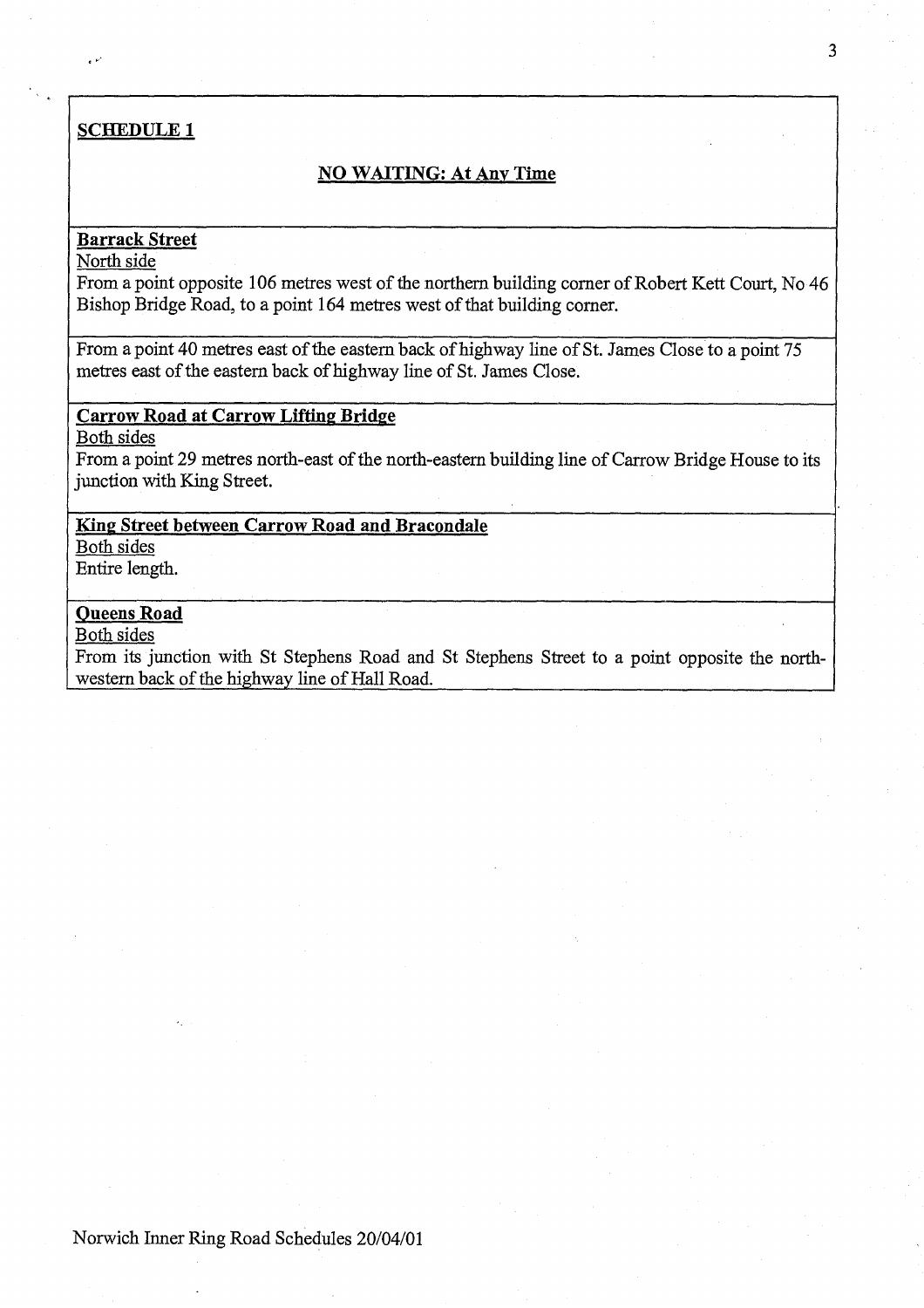## SCHEDULE 1

### NO WAITING: At Any Time

**Barrack Street**

North side

From a point opposite 106 metres west of the northern building corner of Robert Kett Court, No 46 Bishop Bridge Road, to a point 164 metres west of that building corner.

From a point 40 metres east of the eastern back of highway line of St. James Close to a point 75 metres east of the eastern back of highway line of St. James Close.

**Carrow Road at Carrow Lifting Bridge**

Both sides

From a point 29 metres north-east of the north-eastern building line of Carrow Bridge House to its junction with King Street.

**King Street between Carrow Road and Bracondale**

Both sides

Entire length.

**Queens Road**

Both sides

From its junction with St Stephens Road and St Stephens Street to a point opposite the north-western back of the highway line of Hall Road.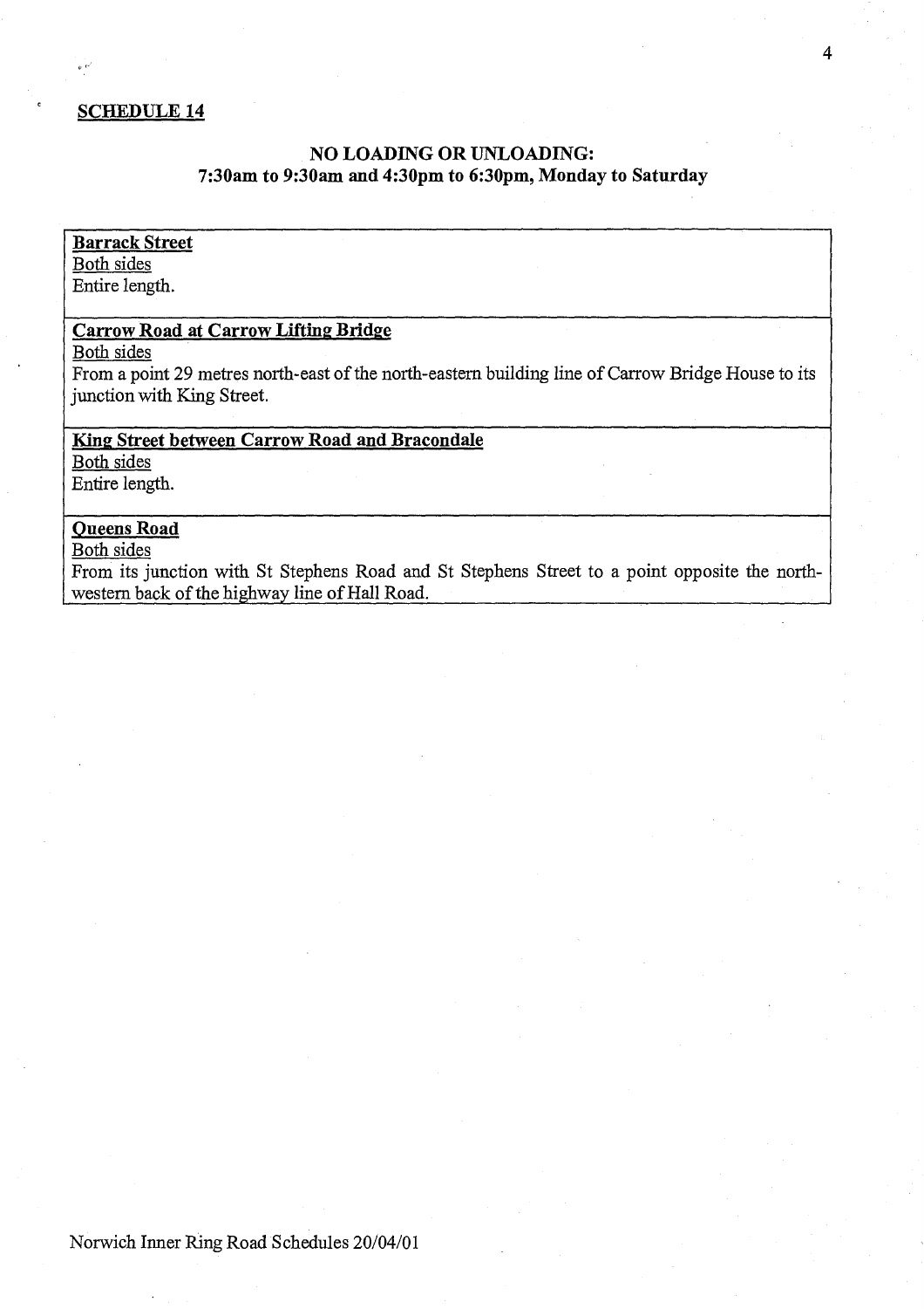## SCHEDULE 14

### NO LOADING OR UNLOADING:
### 7:30am to 9:30am and 4:30pm to 6:30pm, Monday to Saturday

**Barrack Street**
Both sides
Entire length.

**Carrow Road at Carrow Lifting Bridge**
Both sides
From a point 29 metres north-east of the north-eastern building line of Carrow Bridge House to its junction with King Street.

**King Street between Carrow Road and Bracondale**
Both sides
Entire length.

**Queens Road**
Both sides
From its junction with St Stephens Road and St Stephens Street to a point opposite the north-western back of the highway line of Hall Road.

Norwich Inner Ring Road Schedules 20/04/01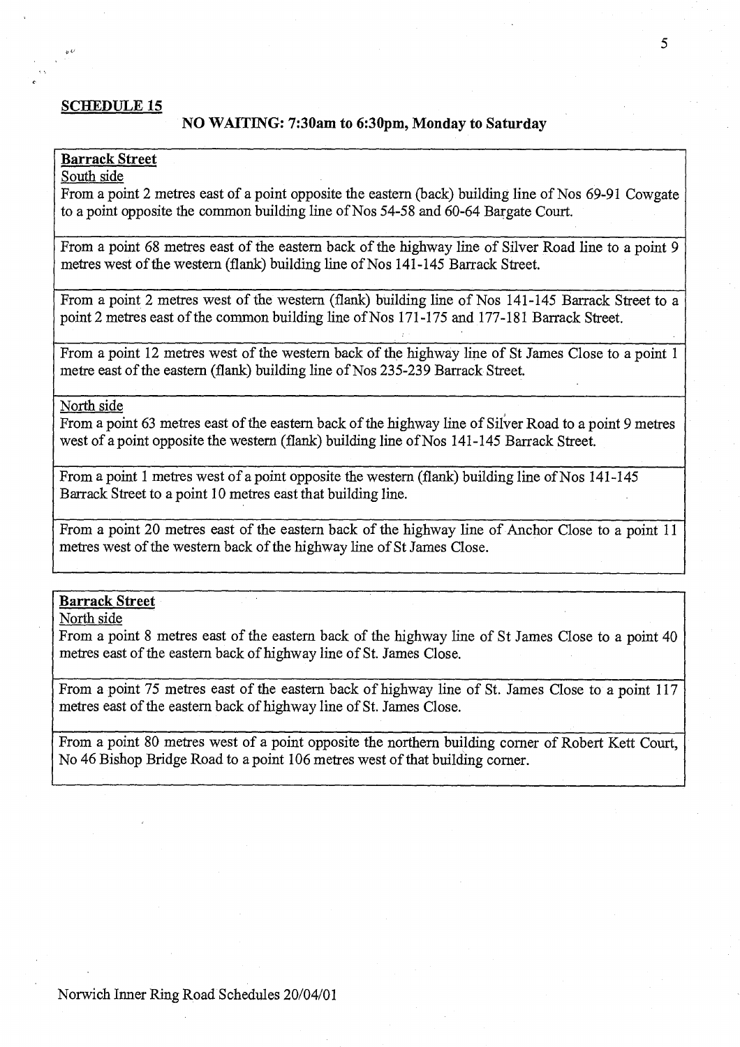## SCHEDULE 15

### NO WAITING: 7:30am to 6:30pm, Monday to Saturday

**Barrack Street**

South side

From a point 2 metres east of a point opposite the eastern (back) building line of Nos 69-91 Cowgate to a point opposite the common building line of Nos 54-58 and 60-64 Bargate Court.

From a point 68 metres east of the eastern back of the highway line of Silver Road line to a point 9 metres west of the western (flank) building line of Nos 141-145 Barrack Street.

From a point 2 metres west of the western (flank) building line of Nos 141-145 Barrack Street to a point 2 metres east of the common building line of Nos 171-175 and 177-181 Barrack Street.

From a point 12 metres west of the western back of the highway line of St James Close to a point 1 metre east of the eastern (flank) building line of Nos 235-239 Barrack Street.

North side

From a point 63 metres east of the eastern back of the highway line of Silver Road to a point 9 metres west of a point opposite the western (flank) building line of Nos 141-145 Barrack Street.

From a point 1 metres west of a point opposite the western (flank) building line of Nos 141-145 Barrack Street to a point 10 metres east that building line.

From a point 20 metres east of the eastern back of the highway line of Anchor Close to a point 11 metres west of the western back of the highway line of St James Close.

**Barrack Street**

North side

From a point 8 metres east of the eastern back of the highway line of St James Close to a point 40 metres east of the eastern back of highway line of St. James Close.

From a point 75 metres east of the eastern back of highway line of St. James Close to a point 117 metres east of the eastern back of highway line of St. James Close.

From a point 80 metres west of a point opposite the northern building corner of Robert Kett Court, No 46 Bishop Bridge Road to a point 106 metres west of that building corner.

Norwich Inner Ring Road Schedules 20/04/01